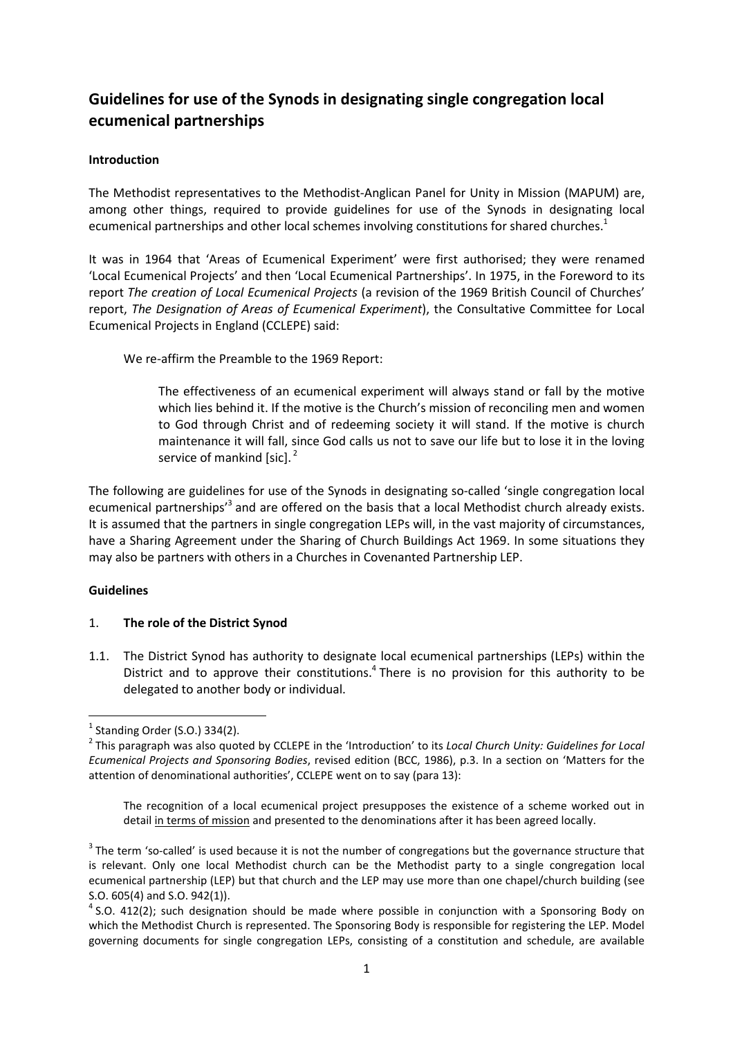# Guidelines for use of the Synods in designating single congregation local ecumenical partnerships

## Introduction

The Methodist representatives to the Methodist-Anglican Panel for Unity in Mission (MAPUM) are, among other things, required to provide guidelines for use of the Synods in designating local ecumenical partnerships and other local schemes involving constitutions for shared churches.[1]

It was in 1964 that 'Areas of Ecumenical Experiment' were first authorised; they were renamed 'Local Ecumenical Projects' and then 'Local Ecumenical Partnerships'. In 1975, in the Foreword to its report *The creation of Local Ecumenical Projects* (a revision of the 1969 British Council of Churches' report, *The Designation of Areas of Ecumenical Experiment*), the Consultative Committee for Local Ecumenical Projects in England (CCLEPE) said:

> We re-affirm the Preamble to the 1969 Report:
>
> > The effectiveness of an ecumenical experiment will always stand or fall by the motive which lies behind it. If the motive is the Church's mission of reconciling men and women to God through Christ and of redeeming society it will stand. If the motive is church maintenance it will fall, since God calls us not to save our life but to lose it in the loving service of mankind [sic].[2]

The following are guidelines for use of the Synods in designating so-called 'single congregation local ecumenical partnerships'[3] and are offered on the basis that a local Methodist church already exists. It is assumed that the partners in single congregation LEPs will, in the vast majority of circumstances, have a Sharing Agreement under the Sharing of Church Buildings Act 1969. In some situations they may also be partners with others in a Churches in Covenanted Partnership LEP.

## Guidelines

### 1. **The role of the District Synod**

1.1. The District Synod has authority to designate local ecumenical partnerships (LEPs) within the District and to approve their constitutions.[4] There is no provision for this authority to be delegated to another body or individual.

---

[1] Standing Order (S.O.) 334(2).

[2] This paragraph was also quoted by CCLEPE in the 'Introduction' to its *Local Church Unity: Guidelines for Local Ecumenical Projects and Sponsoring Bodies*, revised edition (BCC, 1986), p.3. In a section on 'Matters for the attention of denominational authorities', CCLEPE went on to say (para 13):

> The recognition of a local ecumenical project presupposes the existence of a scheme worked out in detail <u>in terms of mission</u> and presented to the denominations after it has been agreed locally.

[3] The term 'so-called' is used because it is not the number of congregations but the governance structure that is relevant. Only one local Methodist church can be the Methodist party to a single congregation local ecumenical partnership (LEP) but that church and the LEP may use more than one chapel/church building (see S.O. 605(4) and S.O. 942(1)).

[4] S.O. 412(2); such designation should be made where possible in conjunction with a Sponsoring Body on which the Methodist Church is represented. The Sponsoring Body is responsible for registering the LEP. Model governing documents for single congregation LEPs, consisting of a constitution and schedule, are available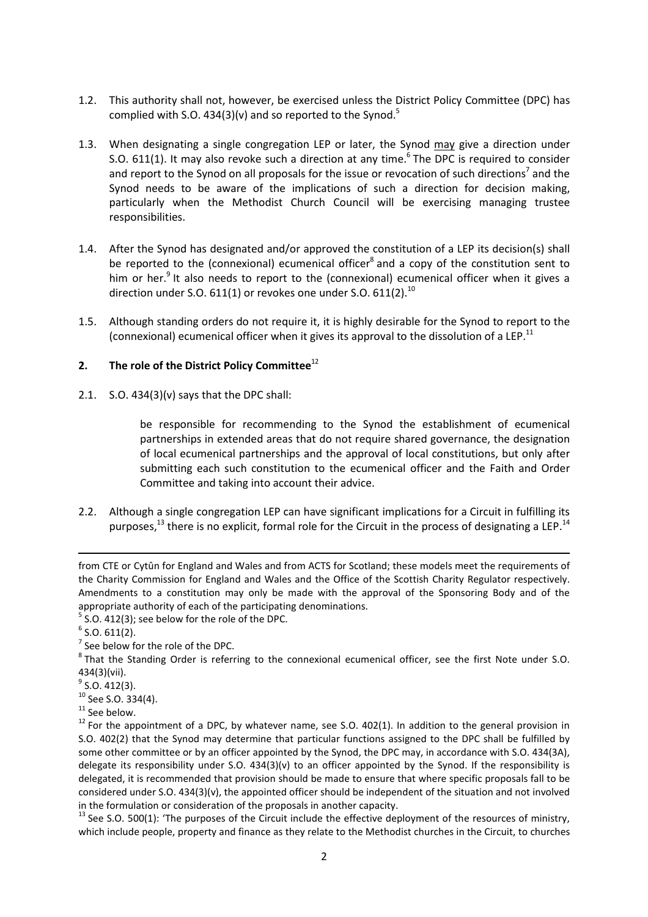1.2. This authority shall not, however, be exercised unless the District Policy Committee (DPC) has complied with S.O. 434(3)(v) and so reported to the Synod.[5]

1.3. When designating a single congregation LEP or later, the Synod <u>may</u> give a direction under S.O. 611(1). It may also revoke such a direction at any time.[6] The DPC is required to consider and report to the Synod on all proposals for the issue or revocation of such directions[7] and the Synod needs to be aware of the implications of such a direction for decision making, particularly when the Methodist Church Council will be exercising managing trustee responsibilities.

1.4. After the Synod has designated and/or approved the constitution of a LEP its decision(s) shall be reported to the (connexional) ecumenical officer[8] and a copy of the constitution sent to him or her.[9] It also needs to report to the (connexional) ecumenical officer when it gives a direction under S.O. 611(1) or revokes one under S.O. 611(2).[10]

1.5. Although standing orders do not require it, it is highly desirable for the Synod to report to the (connexional) ecumenical officer when it gives its approval to the dissolution of a LEP.[11]

## 2. The role of the District Policy Committee[12]

2.1. S.O. 434(3)(v) says that the DPC shall:

> be responsible for recommending to the Synod the establishment of ecumenical partnerships in extended areas that do not require shared governance, the designation of local ecumenical partnerships and the approval of local constitutions, but only after submitting each such constitution to the ecumenical officer and the Faith and Order Committee and taking into account their advice.

2.2. Although a single congregation LEP can have significant implications for a Circuit in fulfilling its purposes,[13] there is no explicit, formal role for the Circuit in the process of designating a LEP.[14]

---

from CTE or Cytûn for England and Wales and from ACTS for Scotland; these models meet the requirements of the Charity Commission for England and Wales and the Office of the Scottish Charity Regulator respectively. Amendments to a constitution may only be made with the approval of the Sponsoring Body and of the appropriate authority of each of the participating denominations.

[5] S.O. 412(3); see below for the role of the DPC.

[6] S.O. 611(2).

[7] See below for the role of the DPC.

[8] That the Standing Order is referring to the connexional ecumenical officer, see the first Note under S.O. 434(3)(vii).

[9] S.O. 412(3).

[10] See S.O. 334(4).

[11] See below.

[12] For the appointment of a DPC, by whatever name, see S.O. 402(1). In addition to the general provision in S.O. 402(2) that the Synod may determine that particular functions assigned to the DPC shall be fulfilled by some other committee or by an officer appointed by the Synod, the DPC may, in accordance with S.O. 434(3A), delegate its responsibility under S.O. 434(3)(v) to an officer appointed by the Synod. If the responsibility is delegated, it is recommended that provision should be made to ensure that where specific proposals fall to be considered under S.O. 434(3)(v), the appointed officer should be independent of the situation and not involved in the formulation or consideration of the proposals in another capacity.

[13] See S.O. 500(1): 'The purposes of the Circuit include the effective deployment of the resources of ministry, which include people, property and finance as they relate to the Methodist churches in the Circuit, to churches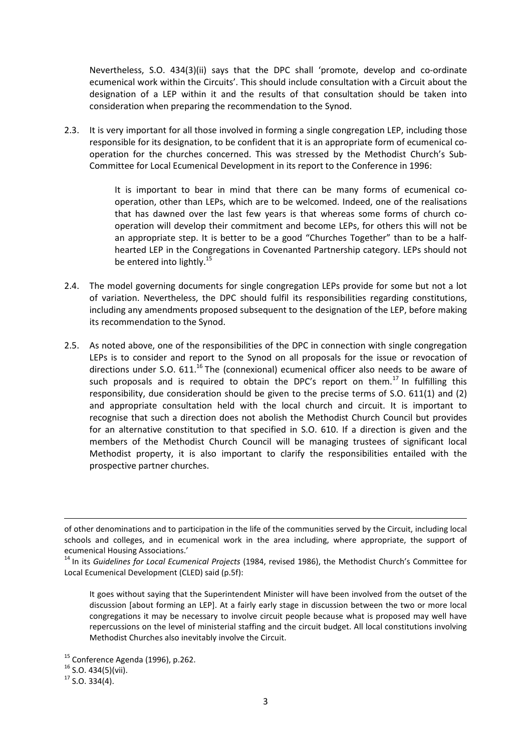Nevertheless, S.O. 434(3)(ii) says that the DPC shall 'promote, develop and co-ordinate ecumenical work within the Circuits'. This should include consultation with a Circuit about the designation of a LEP within it and the results of that consultation should be taken into consideration when preparing the recommendation to the Synod.

2.3. It is very important for all those involved in forming a single congregation LEP, including those responsible for its designation, to be confident that it is an appropriate form of ecumenical co-operation for the churches concerned. This was stressed by the Methodist Church's Sub-Committee for Local Ecumenical Development in its report to the Conference in 1996:

> It is important to bear in mind that there can be many forms of ecumenical co-operation, other than LEPs, which are to be welcomed. Indeed, one of the realisations that has dawned over the last few years is that whereas some forms of church co-operation will develop their commitment and become LEPs, for others this will not be an appropriate step. It is better to be a good "Churches Together" than to be a half-hearted LEP in the Congregations in Covenanted Partnership category. LEPs should not be entered into lightly.[15]

2.4. The model governing documents for single congregation LEPs provide for some but not a lot of variation. Nevertheless, the DPC should fulfil its responsibilities regarding constitutions, including any amendments proposed subsequent to the designation of the LEP, before making its recommendation to the Synod.

2.5. As noted above, one of the responsibilities of the DPC in connection with single congregation LEPs is to consider and report to the Synod on all proposals for the issue or revocation of directions under S.O. 611.[16] The (connexional) ecumenical officer also needs to be aware of such proposals and is required to obtain the DPC's report on them.[17] In fulfilling this responsibility, due consideration should be given to the precise terms of S.O. 611(1) and (2) and appropriate consultation held with the local church and circuit. It is important to recognise that such a direction does not abolish the Methodist Church Council but provides for an alternative constitution to that specified in S.O. 610. If a direction is given and the members of the Methodist Church Council will be managing trustees of significant local Methodist property, it is also important to clarify the responsibilities entailed with the prospective partner churches.

---

of other denominations and to participation in the life of the communities served by the Circuit, including local schools and colleges, and in ecumenical work in the area including, where appropriate, the support of ecumenical Housing Associations.'

[14] In its *Guidelines for Local Ecumenical Projects* (1984, revised 1986), the Methodist Church's Committee for Local Ecumenical Development (CLED) said (p.5f):

> It goes without saying that the Superintendent Minister will have been involved from the outset of the discussion [about forming an LEP]. At a fairly early stage in discussion between the two or more local congregations it may be necessary to involve circuit people because what is proposed may well have repercussions on the level of ministerial staffing and the circuit budget. All local constitutions involving Methodist Churches also inevitably involve the Circuit.

[15] Conference Agenda (1996), p.262.

[16] S.O. 434(5)(vii).

[17] S.O. 334(4).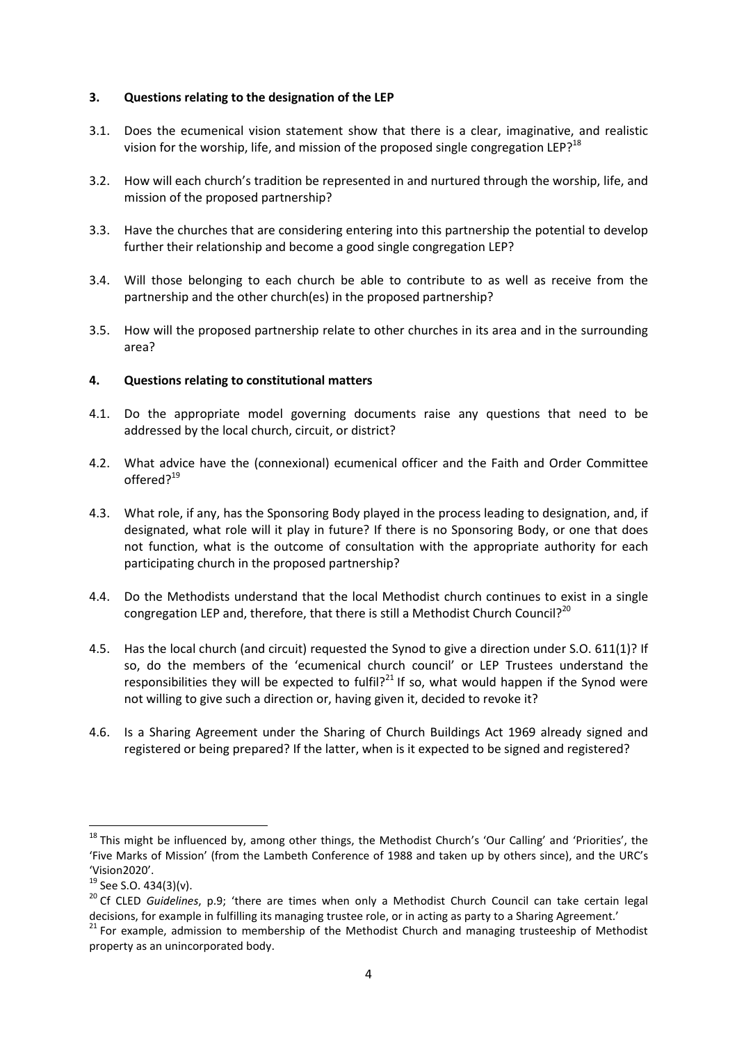### 3. Questions relating to the designation of the LEP

3.1. Does the ecumenical vision statement show that there is a clear, imaginative, and realistic vision for the worship, life, and mission of the proposed single congregation LEP?[18]

3.2. How will each church's tradition be represented in and nurtured through the worship, life, and mission of the proposed partnership?

3.3. Have the churches that are considering entering into this partnership the potential to develop further their relationship and become a good single congregation LEP?

3.4. Will those belonging to each church be able to contribute to as well as receive from the partnership and the other church(es) in the proposed partnership?

3.5. How will the proposed partnership relate to other churches in its area and in the surrounding area?

### 4. Questions relating to constitutional matters

4.1. Do the appropriate model governing documents raise any questions that need to be addressed by the local church, circuit, or district?

4.2. What advice have the (connexional) ecumenical officer and the Faith and Order Committee offered?[19]

4.3. What role, if any, has the Sponsoring Body played in the process leading to designation, and, if designated, what role will it play in future? If there is no Sponsoring Body, or one that does not function, what is the outcome of consultation with the appropriate authority for each participating church in the proposed partnership?

4.4. Do the Methodists understand that the local Methodist church continues to exist in a single congregation LEP and, therefore, that there is still a Methodist Church Council?[20]

4.5. Has the local church (and circuit) requested the Synod to give a direction under S.O. 611(1)? If so, do the members of the 'ecumenical church council' or LEP Trustees understand the responsibilities they will be expected to fulfil?[21] If so, what would happen if the Synod were not willing to give such a direction or, having given it, decided to revoke it?

4.6. Is a Sharing Agreement under the Sharing of Church Buildings Act 1969 already signed and registered or being prepared? If the latter, when is it expected to be signed and registered?

---

[18] This might be influenced by, among other things, the Methodist Church's 'Our Calling' and 'Priorities', the 'Five Marks of Mission' (from the Lambeth Conference of 1988 and taken up by others since), and the URC's 'Vision2020'.

[19] See S.O. 434(3)(v).

[20] Cf CLED *Guidelines*, p.9; 'there are times when only a Methodist Church Council can take certain legal decisions, for example in fulfilling its managing trustee role, or in acting as party to a Sharing Agreement.'

[21] For example, admission to membership of the Methodist Church and managing trusteeship of Methodist property as an unincorporated body.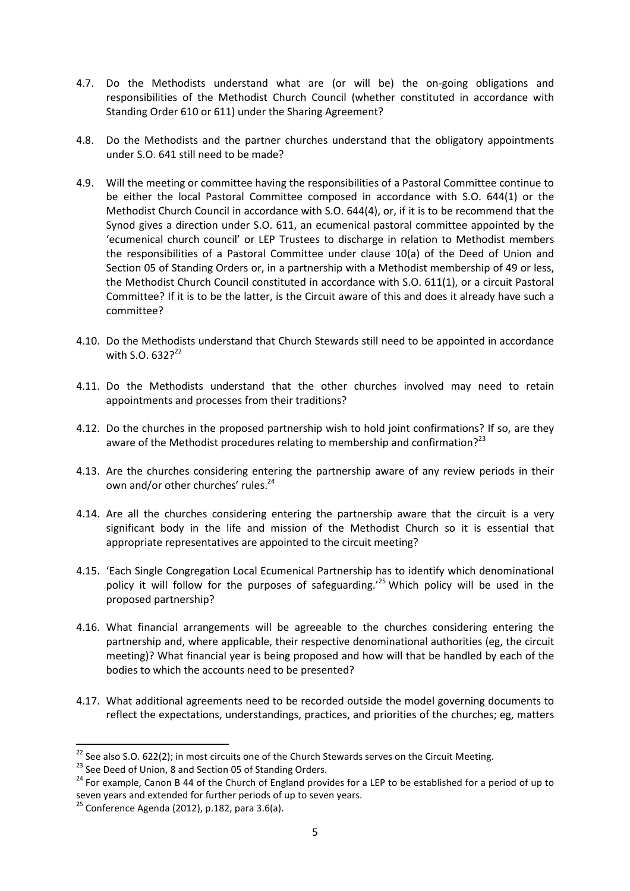4.7. Do the Methodists understand what are (or will be) the on-going obligations and responsibilities of the Methodist Church Council (whether constituted in accordance with Standing Order 610 or 611) under the Sharing Agreement?

4.8. Do the Methodists and the partner churches understand that the obligatory appointments under S.O. 641 still need to be made?

4.9. Will the meeting or committee having the responsibilities of a Pastoral Committee continue to be either the local Pastoral Committee composed in accordance with S.O. 644(1) or the Methodist Church Council in accordance with S.O. 644(4), or, if it is to be recommend that the Synod gives a direction under S.O. 611, an ecumenical pastoral committee appointed by the 'ecumenical church council' or LEP Trustees to discharge in relation to Methodist members the responsibilities of a Pastoral Committee under clause 10(a) of the Deed of Union and Section 05 of Standing Orders or, in a partnership with a Methodist membership of 49 or less, the Methodist Church Council constituted in accordance with S.O. 611(1), or a circuit Pastoral Committee? If it is to be the latter, is the Circuit aware of this and does it already have such a committee?

4.10. Do the Methodists understand that Church Stewards still need to be appointed in accordance with S.O. 632?[22]

4.11. Do the Methodists understand that the other churches involved may need to retain appointments and processes from their traditions?

4.12. Do the churches in the proposed partnership wish to hold joint confirmations? If so, are they aware of the Methodist procedures relating to membership and confirmation?[23]

4.13. Are the churches considering entering the partnership aware of any review periods in their own and/or other churches' rules.[24]

4.14. Are all the churches considering entering the partnership aware that the circuit is a very significant body in the life and mission of the Methodist Church so it is essential that appropriate representatives are appointed to the circuit meeting?

4.15. 'Each Single Congregation Local Ecumenical Partnership has to identify which denominational policy it will follow for the purposes of safeguarding.'[25] Which policy will be used in the proposed partnership?

4.16. What financial arrangements will be agreeable to the churches considering entering the partnership and, where applicable, their respective denominational authorities (eg, the circuit meeting)? What financial year is being proposed and how will that be handled by each of the bodies to which the accounts need to be presented?

4.17. What additional agreements need to be recorded outside the model governing documents to reflect the expectations, understandings, practices, and priorities of the churches; eg, matters

---

[22] See also S.O. 622(2); in most circuits one of the Church Stewards serves on the Circuit Meeting.

[23] See Deed of Union, 8 and Section 05 of Standing Orders.

[24] For example, Canon B 44 of the Church of England provides for a LEP to be established for a period of up to seven years and extended for further periods of up to seven years.

[25] Conference Agenda (2012), p.182, para 3.6(a).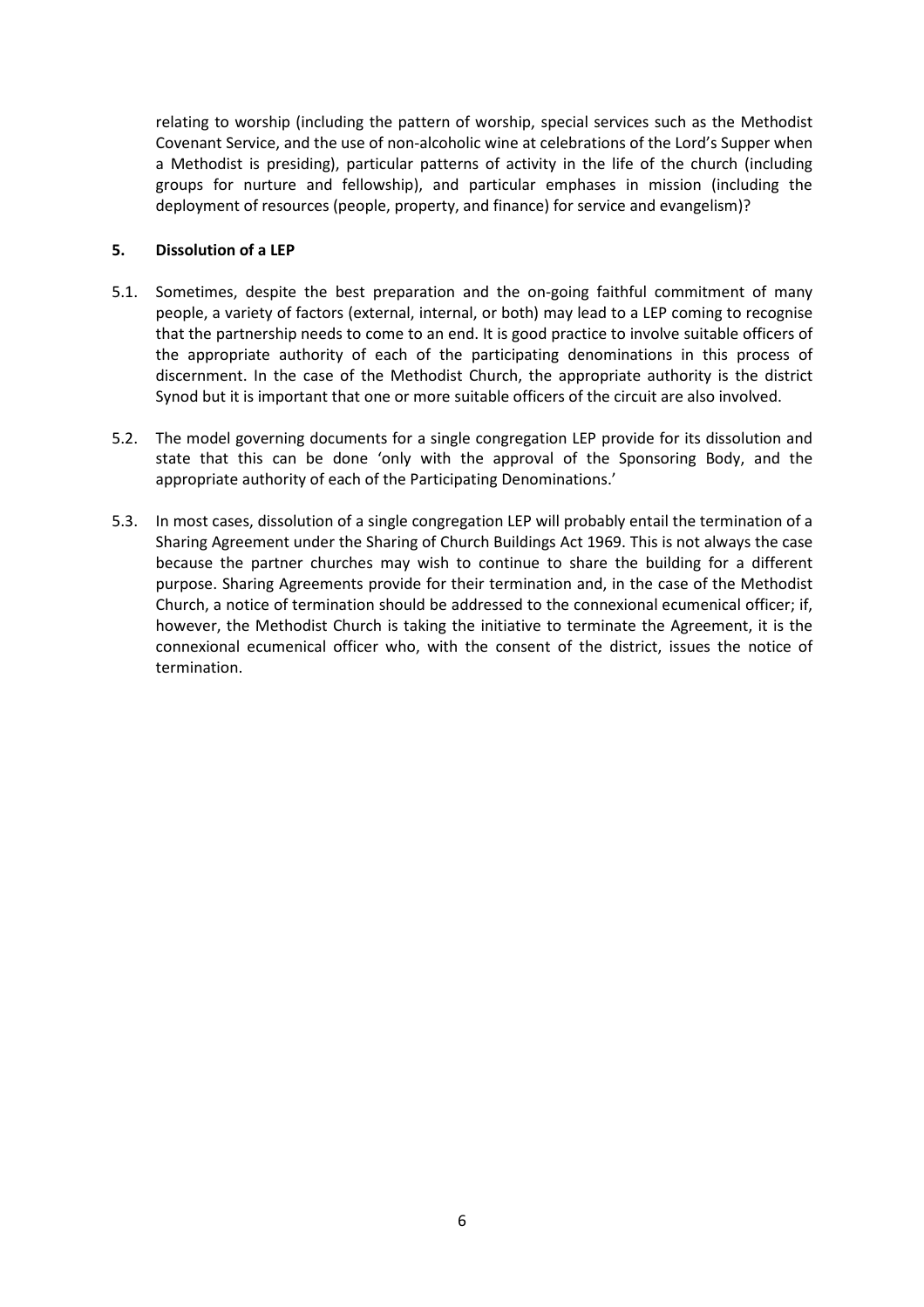relating to worship (including the pattern of worship, special services such as the Methodist Covenant Service, and the use of non-alcoholic wine at celebrations of the Lord's Supper when a Methodist is presiding), particular patterns of activity in the life of the church (including groups for nurture and fellowship), and particular emphases in mission (including the deployment of resources (people, property, and finance) for service and evangelism)?

## 5. Dissolution of a LEP

5.1. Sometimes, despite the best preparation and the on-going faithful commitment of many people, a variety of factors (external, internal, or both) may lead to a LEP coming to recognise that the partnership needs to come to an end. It is good practice to involve suitable officers of the appropriate authority of each of the participating denominations in this process of discernment. In the case of the Methodist Church, the appropriate authority is the district Synod but it is important that one or more suitable officers of the circuit are also involved.

5.2. The model governing documents for a single congregation LEP provide for its dissolution and state that this can be done 'only with the approval of the Sponsoring Body, and the appropriate authority of each of the Participating Denominations.'

5.3. In most cases, dissolution of a single congregation LEP will probably entail the termination of a Sharing Agreement under the Sharing of Church Buildings Act 1969. This is not always the case because the partner churches may wish to continue to share the building for a different purpose. Sharing Agreements provide for their termination and, in the case of the Methodist Church, a notice of termination should be addressed to the connexional ecumenical officer; if, however, the Methodist Church is taking the initiative to terminate the Agreement, it is the connexional ecumenical officer who, with the consent of the district, issues the notice of termination.